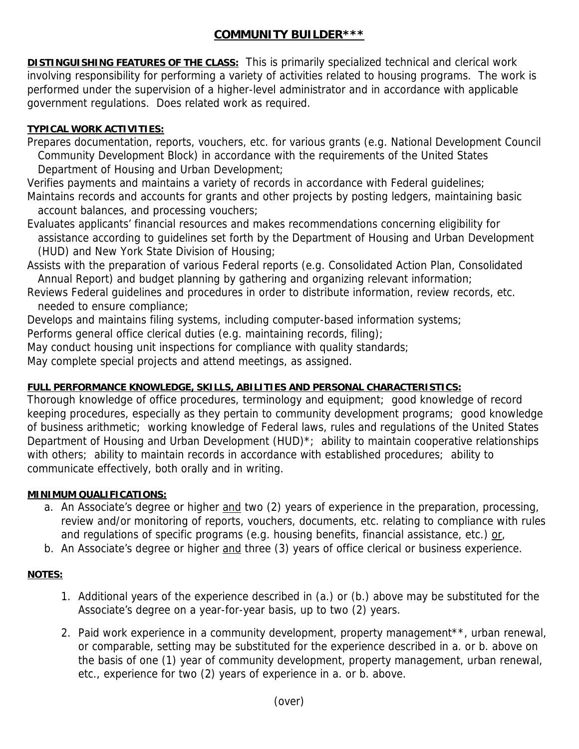# COMMUNITY BUILDER***

**DISTINGUISHING FEATURES OF THE CLASS:** This is primarily specialized technical and clerical work involving responsibility for performing a variety of activities related to housing programs. The work is performed under the supervision of a higher-level administrator and in accordance with applicable government regulations. Does related work as required.

**TYPICAL WORK ACTIVITIES:**

Prepares documentation, reports, vouchers, etc. for various grants (e.g. National Development Council Community Development Block) in accordance with the requirements of the United States Department of Housing and Urban Development;

Verifies payments and maintains a variety of records in accordance with Federal guidelines;

Maintains records and accounts for grants and other projects by posting ledgers, maintaining basic account balances, and processing vouchers;

Evaluates applicants' financial resources and makes recommendations concerning eligibility for assistance according to guidelines set forth by the Department of Housing and Urban Development (HUD) and New York State Division of Housing;

Assists with the preparation of various Federal reports (e.g. Consolidated Action Plan, Consolidated Annual Report) and budget planning by gathering and organizing relevant information;

Reviews Federal guidelines and procedures in order to distribute information, review records, etc. needed to ensure compliance;

Develops and maintains filing systems, including computer-based information systems;

Performs general office clerical duties (e.g. maintaining records, filing);

May conduct housing unit inspections for compliance with quality standards;

May complete special projects and attend meetings, as assigned.

**FULL PERFORMANCE KNOWLEDGE, SKILLS, ABILITIES AND PERSONAL CHARACTERISTICS:**

Thorough knowledge of office procedures, terminology and equipment; good knowledge of record keeping procedures, especially as they pertain to community development programs; good knowledge of business arithmetic; working knowledge of Federal laws, rules and regulations of the United States Department of Housing and Urban Development (HUD)*; ability to maintain cooperative relationships with others; ability to maintain records in accordance with established procedures; ability to communicate effectively, both orally and in writing.

**MINIMUM QUALIFICATIONS:**

a. An Associate's degree or higher and two (2) years of experience in the preparation, processing, review and/or monitoring of reports, vouchers, documents, etc. relating to compliance with rules and regulations of specific programs (e.g. housing benefits, financial assistance, etc.) or,
b. An Associate's degree or higher and three (3) years of office clerical or business experience.

**NOTES:**

1. Additional years of the experience described in (a.) or (b.) above may be substituted for the Associate's degree on a year-for-year basis, up to two (2) years.
2. Paid work experience in a community development, property management**, urban renewal, or comparable, setting may be substituted for the experience described in a. or b. above on the basis of one (1) year of community development, property management, urban renewal, etc., experience for two (2) years of experience in a. or b. above.

(over)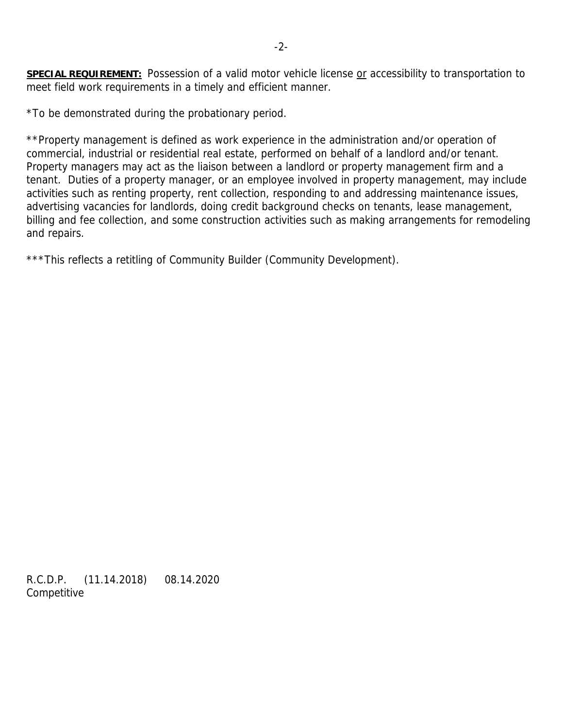**SPECIAL REQUIREMENT:** Possession of a valid motor vehicle license or accessibility to transportation to meet field work requirements in a timely and efficient manner.

*To be demonstrated during the probationary period.

**Property management is defined as work experience in the administration and/or operation of commercial, industrial or residential real estate, performed on behalf of a landlord and/or tenant. Property managers may act as the liaison between a landlord or property management firm and a tenant. Duties of a property manager, or an employee involved in property management, may include activities such as renting property, rent collection, responding to and addressing maintenance issues, advertising vacancies for landlords, doing credit background checks on tenants, lease management, billing and fee collection, and some construction activities such as making arrangements for remodeling and repairs.

***This reflects a retitling of Community Builder (Community Development).

R.C.D.P. (11.14.2018) 08.14.2020
Competitive